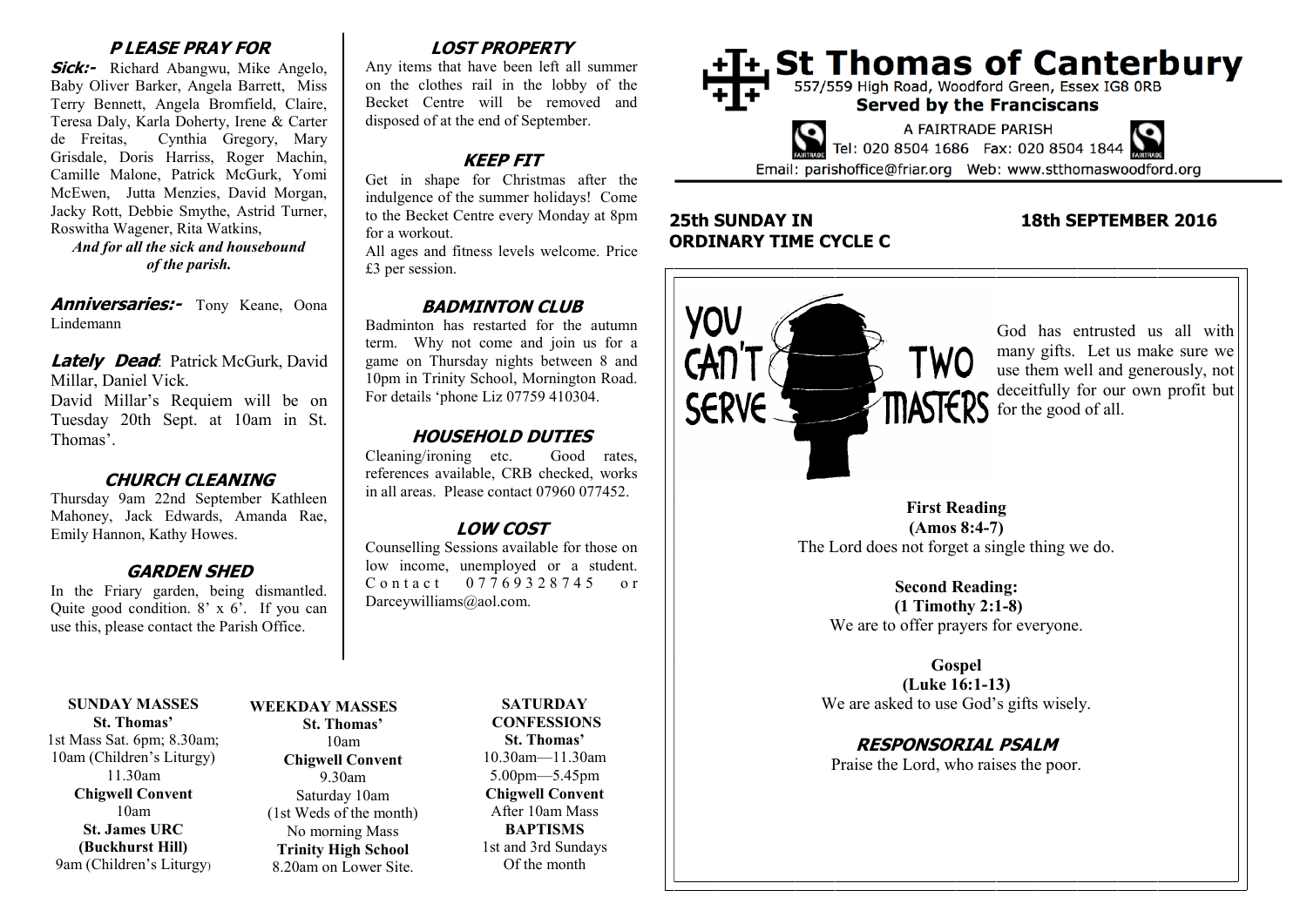# St Thomas of Canterbury

557/559 High Road, Woodford Green, Essex IG8 0RB

**Served by the Franciscans**

A FAIRTRADE PARISH

Tel: 020 8504 1686 Fax: 020 8504 1844

Email: parishoffice@friar.org Web: www.stthomaswoodford.org

**25th SUNDAY IN ORDINARY TIME CYCLE C** **18th SEPTEMBER 2016**

YOU CAN'T SERVE TWO MASTERS

God has entrusted us all with many gifts. Let us make sure we use them well and generously, not deceitfully for our own profit but for the good of all.

**First Reading**
**(Amos 8:4-7)**
The Lord does not forget a single thing we do.

**Second Reading:**
**(1 Timothy 2:1-8)**
We are to offer prayers for everyone.

**Gospel**
**(Luke 16:1-13)**
We are asked to use God's gifts wisely.

### *RESPONSORIAL PSALM*

Praise the Lord, who raises the poor.

### *PLEASE PRAY FOR*

***Sick:-*** Richard Abangwu, Mike Angelo, Baby Oliver Barker, Angela Barrett, Miss Terry Bennett, Angela Bromfield, Claire, Teresa Daly, Karla Doherty, Irene & Carter de Freitas, Cynthia Gregory, Mary Grisdale, Doris Harriss, Roger Machin, Camille Malone, Patrick McGurk, Yomi McEwen, Jutta Menzies, David Morgan, Jacky Rott, Debbie Smythe, Astrid Turner, Roswitha Wagener, Rita Watkins,

***And for all the sick and housebound of the parish.***

***Anniversaries:-*** Tony Keane, Oona Lindemann

***Lately Dead***: Patrick McGurk, David Millar, Daniel Vick.

David Millar's Requiem will be on Tuesday 20th Sept. at 10am in St. Thomas'.

### *CHURCH CLEANING*

Thursday 9am 22nd September Kathleen Mahoney, Jack Edwards, Amanda Rae, Emily Hannon, Kathy Howes.

### *GARDEN SHED*

In the Friary garden, being dismantled. Quite good condition. 8' x 6'. If you can use this, please contact the Parish Office.

### *LOST PROPERTY*

Any items that have been left all summer on the clothes rail in the lobby of the Becket Centre will be removed and disposed of at the end of September.

### *KEEP FIT*

Get in shape for Christmas after the indulgence of the summer holidays! Come to the Becket Centre every Monday at 8pm for a workout.

All ages and fitness levels welcome. Price £3 per session.

### *BADMINTON CLUB*

Badminton has restarted for the autumn term. Why not come and join us for a game on Thursday nights between 8 and 10pm in Trinity School, Mornington Road. For details 'phone Liz 07759 410304.

### *HOUSEHOLD DUTIES*

Cleaning/ironing etc. Good rates, references available, CRB checked, works in all areas. Please contact 07960 077452.

### *LOW COST*

Counselling Sessions available for those on low income, unemployed or a student. Contact 07769328745 or Darceywilliams@aol.com.

**SUNDAY MASSES**
**St. Thomas'**
1st Mass Sat. 6pm; 8.30am;
10am (Children's Liturgy)
11.30am
**Chigwell Convent**
10am
**St. James URC (Buckhurst Hill)**
9am (Children's Liturgy)

**WEEKDAY MASSES**
**St. Thomas'**
10am
**Chigwell Convent**
9.30am
Saturday 10am
(1st Weds of the month)
No morning Mass
**Trinity High School**
8.20am on Lower Site.

**SATURDAY CONFESSIONS**
**St. Thomas'**
10.30am—11.30am
5.00pm—5.45pm
**Chigwell Convent**
After 10am Mass
**BAPTISMS**
1st and 3rd Sundays
Of the month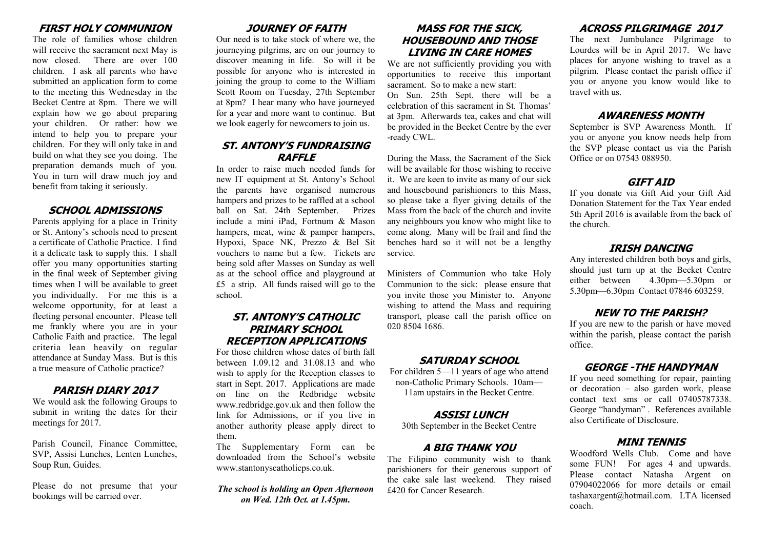## FIRST HOLY COMMUNION

The role of families whose children will receive the sacrament next May is now closed. There are over 100 children. I ask all parents who have submitted an application form to come to the meeting this Wednesday in the Becket Centre at 8pm. There we will explain how we go about preparing your children. Or rather: how we intend to help you to prepare your children. For they will only take in and build on what they see you doing. The preparation demands much of you. You in turn will draw much joy and benefit from taking it seriously.

## SCHOOL ADMISSIONS

Parents applying for a place in Trinity or St. Antony's schools need to present a certificate of Catholic Practice. I find it a delicate task to supply this. I shall offer you many opportunities starting in the final week of September giving times when I will be available to greet you individually. For me this is a welcome opportunity, for at least a fleeting personal encounter. Please tell me frankly where you are in your Catholic Faith and practice. The legal criteria lean heavily on regular attendance at Sunday Mass. But is this a true measure of Catholic practice?

## PARISH DIARY 2017

We would ask the following Groups to submit in writing the dates for their meetings for 2017.

Parish Council, Finance Committee, SVP, Assisi Lunches, Lenten Lunches, Soup Run, Guides.

Please do not presume that your bookings will be carried over.

## JOURNEY OF FAITH

Our need is to take stock of where we, the journeying pilgrims, are on our journey to discover meaning in life. So will it be possible for anyone who is interested in joining the group to come to the William Scott Room on Tuesday, 27th September at 8pm? I hear many who have journeyed for a year and more want to continue. But we look eagerly for newcomers to join us.

## ST. ANTONY'S FUNDRAISING RAFFLE

In order to raise much needed funds for new IT equipment at St. Antony's School the parents have organised numerous hampers and prizes to be raffled at a school ball on Sat. 24th September. Prizes include a mini iPad, Fortnum & Mason hampers, meat, wine & pamper hampers, Hypoxi, Space NK, Prezzo & Bel Sit vouchers to name but a few. Tickets are being sold after Masses on Sunday as well as at the school office and playground at £5 a strip. All funds raised will go to the school.

## ST. ANTONY'S CATHOLIC PRIMARY SCHOOL RECEPTION APPLICATIONS

For those children whose dates of birth fall between 1.09.12 and 31.08.13 and who wish to apply for the Reception classes to start in Sept. 2017. Applications are made on line on the Redbridge website www.redbridge.gov.uk and then follow the link for Admissions, or if you live in another authority please apply direct to them.

The Supplementary Form can be downloaded from the School's website www.stantonyscatholicps.co.uk.

***The school is holding an Open Afternoon on Wed. 12th Oct. at 1.45pm.***

## MASS FOR THE SICK, HOUSEBOUND AND THOSE LIVING IN CARE HOMES

We are not sufficiently providing you with opportunities to receive this important sacrament. So to make a new start:

On Sun. 25th Sept. there will be a celebration of this sacrament in St. Thomas' at 3pm. Afterwards tea, cakes and chat will be provided in the Becket Centre by the ever-ready CWL.

During the Mass, the Sacrament of the Sick will be available for those wishing to receive it. We are keen to invite as many of our sick and housebound parishioners to this Mass, so please take a flyer giving details of the Mass from the back of the church and invite any neighbours you know who might like to come along. Many will be frail and find the benches hard so it will not be a lengthy service.

Ministers of Communion who take Holy Communion to the sick: please ensure that you invite those you Minister to. Anyone wishing to attend the Mass and requiring transport, please call the parish office on 020 8504 1686.

## SATURDAY SCHOOL

For children 5—11 years of age who attend non-Catholic Primary Schools. 10am—11am upstairs in the Becket Centre.

## ASSISI LUNCH

30th September in the Becket Centre

## A BIG THANK YOU

The Filipino community wish to thank parishioners for their generous support of the cake sale last weekend. They raised £420 for Cancer Research.

## ACROSS PILGRIMAGE 2017

The next Jumbulance Pilgrimage to Lourdes will be in April 2017. We have places for anyone wishing to travel as a pilgrim. Please contact the parish office if you or anyone you know would like to travel with us.

## AWARENESS MONTH

September is SVP Awareness Month. If you or anyone you know needs help from the SVP please contact us via the Parish Office or on 07543 088950.

## GIFT AID

If you donate via Gift Aid your Gift Aid Donation Statement for the Tax Year ended 5th April 2016 is available from the back of the church.

## IRISH DANCING

Any interested children both boys and girls, should just turn up at the Becket Centre either between 4.30pm—5.30pm or 5.30pm—6.30pm Contact 07846 603259.

## NEW TO THE PARISH?

If you are new to the parish or have moved within the parish, please contact the parish office.

## GEORGE -THE HANDYMAN

If you need something for repair, painting or decoration – also garden work, please contact text sms or call 07405787338. George "handyman" . References available also Certificate of Disclosure.

## MINI TENNIS

Woodford Wells Club. Come and have some FUN! For ages 4 and upwards. Please contact Natasha Argent on 07904022066 for more details or email tashaxargent@hotmail.com. LTA licensed coach.